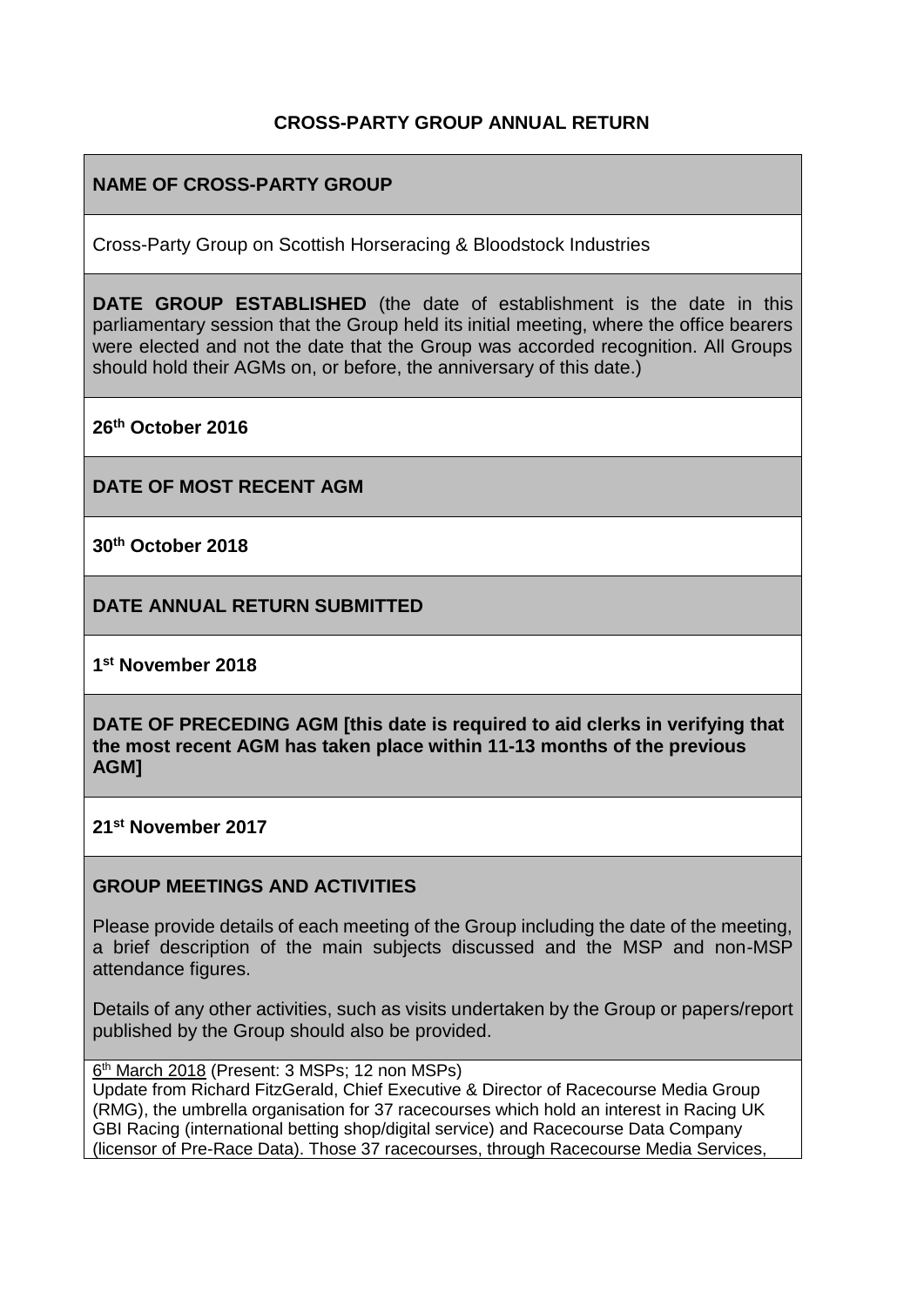**CROSS-PARTY GROUP ANNUAL RETURN**

**NAME OF CROSS-PARTY GROUP**

Cross-Party Group on Scottish Horseracing & Bloodstock Industries

**DATE GROUP ESTABLISHED** (the date of establishment is the date in this parliamentary session that the Group held its initial meeting, where the office bearers were elected and not the date that the Group was accorded recognition. All Groups should hold their AGMs on, or before, the anniversary of this date.)

**26th October 2016**

**DATE OF MOST RECENT AGM**

**30th October 2018**

**DATE ANNUAL RETURN SUBMITTED**

**1st November 2018**

**DATE OF PRECEDING AGM [this date is required to aid clerks in verifying that the most recent AGM has taken place within 11-13 months of the previous AGM]**

**21st November 2017**

**GROUP MEETINGS AND ACTIVITIES**

Please provide details of each meeting of the Group including the date of the meeting, a brief description of the main subjects discussed and the MSP and non-MSP attendance figures.

Details of any other activities, such as visits undertaken by the Group or papers/report published by the Group should also be provided.

6th March 2018 (Present: 3 MSPs; 12 non MSPs)
Update from Richard FitzGerald, Chief Executive & Director of Racecourse Media Group (RMG), the umbrella organisation for 37 racecourses which hold an interest in Racing UK GBI Racing (international betting shop/digital service) and Racecourse Data Company (licensor of Pre-Race Data). Those 37 racecourses, through Racecourse Media Services,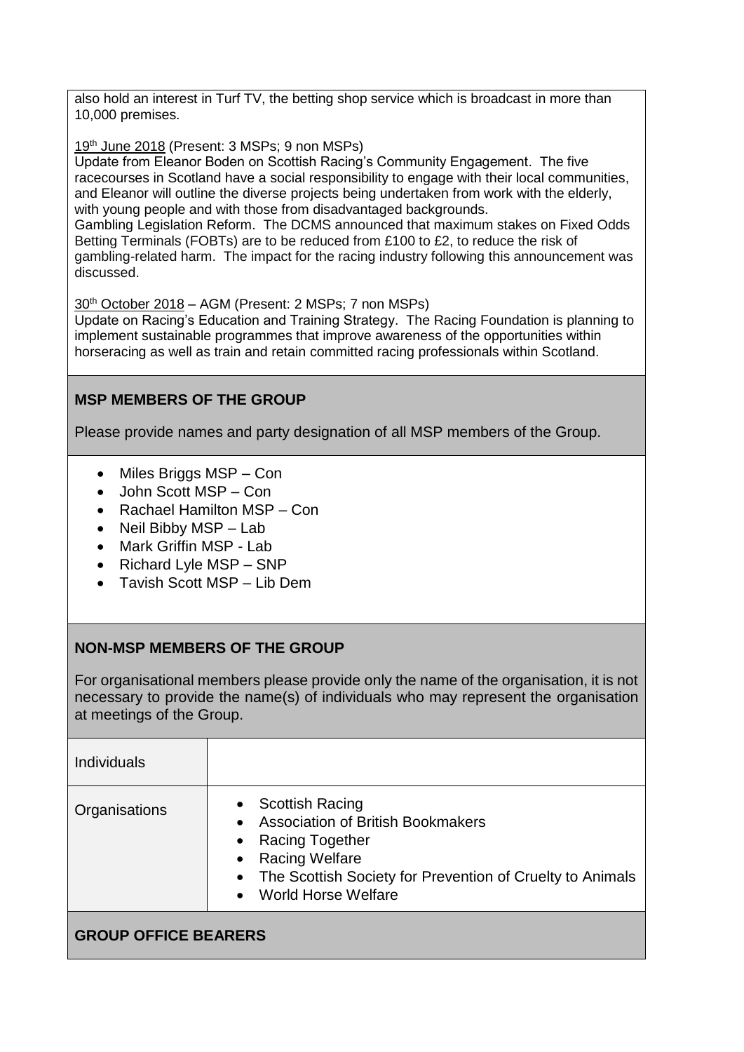also hold an interest in Turf TV, the betting shop service which is broadcast in more than 10,000 premises.

19th June 2018 (Present: 3 MSPs; 9 non MSPs)
Update from Eleanor Boden on Scottish Racing's Community Engagement. The five racecourses in Scotland have a social responsibility to engage with their local communities, and Eleanor will outline the diverse projects being undertaken from work with the elderly, with young people and with those from disadvantaged backgrounds.
Gambling Legislation Reform. The DCMS announced that maximum stakes on Fixed Odds Betting Terminals (FOBTs) are to be reduced from £100 to £2, to reduce the risk of gambling-related harm. The impact for the racing industry following this announcement was discussed.

30th October 2018 – AGM (Present: 2 MSPs; 7 non MSPs)
Update on Racing's Education and Training Strategy. The Racing Foundation is planning to implement sustainable programmes that improve awareness of the opportunities within horseracing as well as train and retain committed racing professionals within Scotland.

## MSP MEMBERS OF THE GROUP

Please provide names and party designation of all MSP members of the Group.

- Miles Briggs MSP – Con
- John Scott MSP – Con
- Rachael Hamilton MSP – Con
- Neil Bibby MSP – Lab
- Mark Griffin MSP - Lab
- Richard Lyle MSP – SNP
- Tavish Scott MSP – Lib Dem

## NON-MSP MEMBERS OF THE GROUP

For organisational members please provide only the name of the organisation, it is not necessary to provide the name(s) of individuals who may represent the organisation at meetings of the Group.

| Individuals | |
|---|---|
| Organisations | • Scottish Racing<br>• Association of British Bookmakers<br>• Racing Together<br>• Racing Welfare<br>• The Scottish Society for Prevention of Cruelty to Animals<br>• World Horse Welfare |

## GROUP OFFICE BEARERS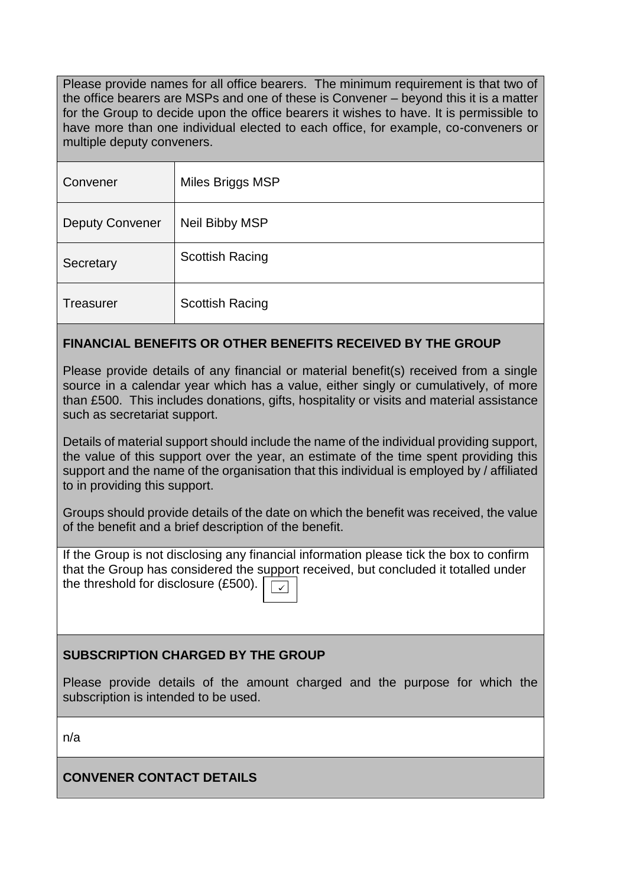Please provide names for all office bearers. The minimum requirement is that two of the office bearers are MSPs and one of these is Convener – beyond this it is a matter for the Group to decide upon the office bearers it wishes to have. It is permissible to have more than one individual elected to each office, for example, co-conveners or multiple deputy conveners.

| | |
|---|---|
| Convener | Miles Briggs MSP |
| Deputy Convener | Neil Bibby MSP |
| Secretary | Scottish Racing |
| Treasurer | Scottish Racing |

**FINANCIAL BENEFITS OR OTHER BENEFITS RECEIVED BY THE GROUP**

Please provide details of any financial or material benefit(s) received from a single source in a calendar year which has a value, either singly or cumulatively, of more than £500. This includes donations, gifts, hospitality or visits and material assistance such as secretariat support.

Details of material support should include the name of the individual providing support, the value of this support over the year, an estimate of the time spent providing this support and the name of the organisation that this individual is employed by / affiliated to in providing this support.

Groups should provide details of the date on which the benefit was received, the value of the benefit and a brief description of the benefit.

If the Group is not disclosing any financial information please tick the box to confirm that the Group has considered the support received, but concluded it totalled under the threshold for disclosure (£500). ☑

**SUBSCRIPTION CHARGED BY THE GROUP**

Please provide details of the amount charged and the purpose for which the subscription is intended to be used.

n/a

**CONVENER CONTACT DETAILS**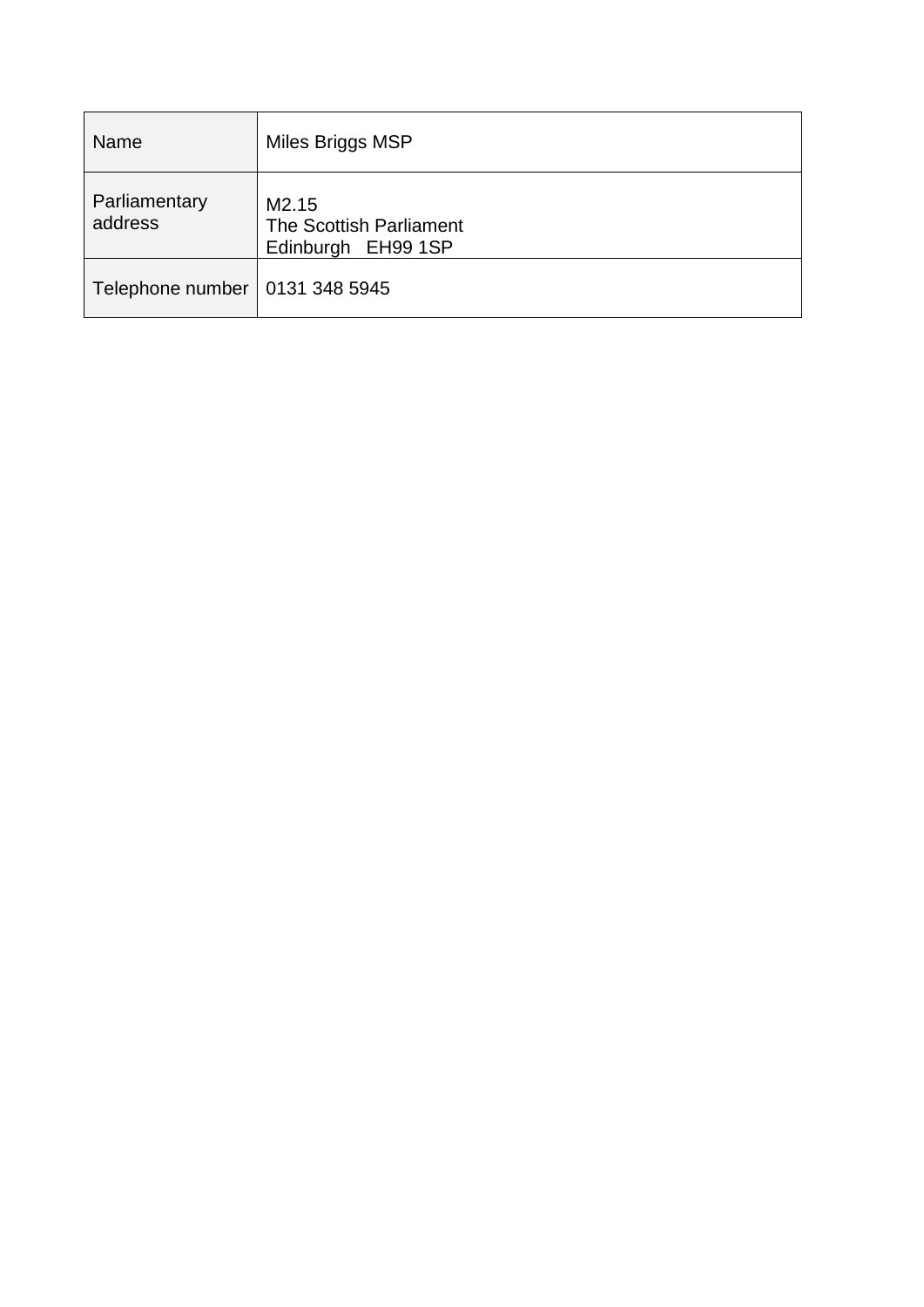| | |
|---|---|
| Name | Miles Briggs MSP |
| Parliamentary address | M2.15<br>The Scottish Parliament<br>Edinburgh   EH99 1SP |
| Telephone number | 0131 348 5945 |